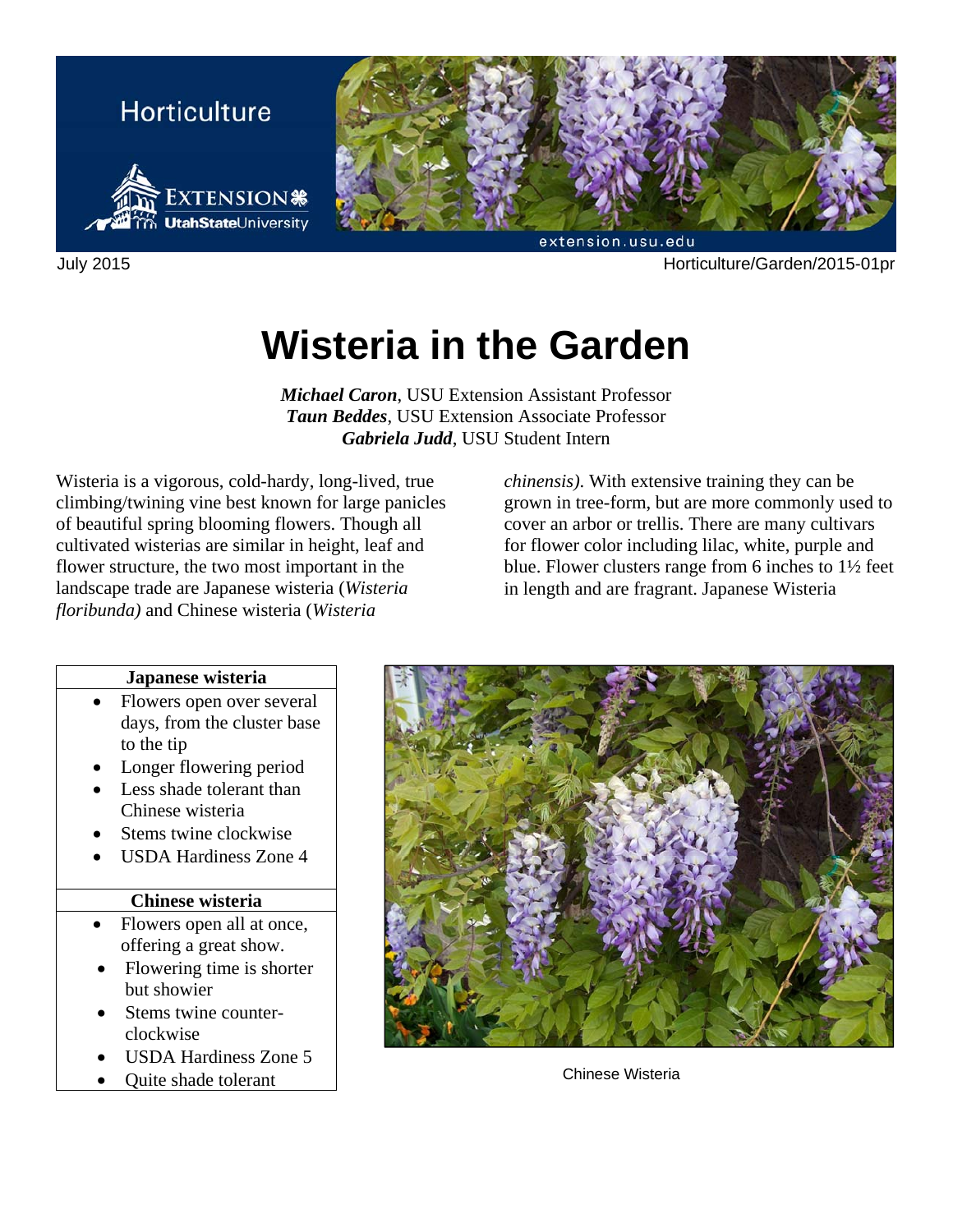Horticulture

July 2015

Horticulture/Garden/2015-01pr

# Wisteria in the Garden

***Michael Caron***, USU Extension Assistant Professor
***Taun Beddes***, USU Extension Associate Professor
***Gabriela Judd***, USU Student Intern

Wisteria is a vigorous, cold-hardy, long-lived, true climbing/twining vine best known for large panicles of beautiful spring blooming flowers. Though all cultivated wisterias are similar in height, leaf and flower structure, the two most important in the landscape trade are Japanese wisteria (*Wisteria floribunda)* and Chinese wisteria (*Wisteria chinensis)*. With extensive training they can be grown in tree-form, but are more commonly used to cover an arbor or trellis. There are many cultivars for flower color including lilac, white, purple and blue. Flower clusters range from 6 inches to 1½ feet in length and are fragrant. Japanese Wisteria

| Japanese wisteria |
| --- |
| • Flowers open over several days, from the cluster base to the tip<br>• Longer flowering period<br>• Less shade tolerant than Chinese wisteria<br>• Stems twine clockwise<br>• USDA Hardiness Zone 4 |
| **Chinese wisteria** |
| • Flowers open all at once, offering a great show.<br>• Flowering time is shorter but showier<br>• Stems twine counter-clockwise<br>• USDA Hardiness Zone 5<br>• Quite shade tolerant |

Chinese Wisteria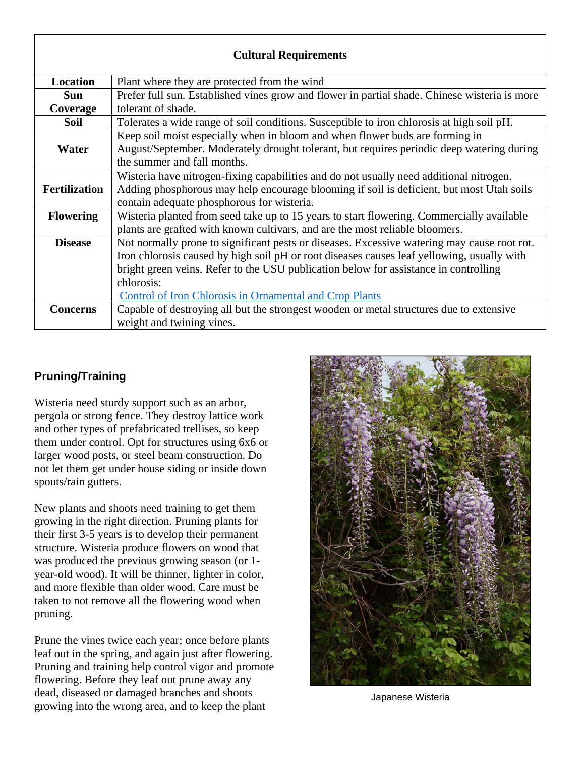| Cultural Requirements | |
|---|---|
| **Location** | Plant where they are protected from the wind |
| **Sun Coverage** | Prefer full sun. Established vines grow and flower in partial shade. Chinese wisteria is more tolerant of shade. |
| **Soil** | Tolerates a wide range of soil conditions. Susceptible to iron chlorosis at high soil pH. |
| **Water** | Keep soil moist especially when in bloom and when flower buds are forming in August/September. Moderately drought tolerant, but requires periodic deep watering during the summer and fall months. |
| **Fertilization** | Wisteria have nitrogen-fixing capabilities and do not usually need additional nitrogen. Adding phosphorous may help encourage blooming if soil is deficient, but most Utah soils contain adequate phosphorous for wisteria. |
| **Flowering** | Wisteria planted from seed take up to 15 years to start flowering. Commercially available plants are grafted with known cultivars, and are the most reliable bloomers. |
| **Disease** | Not normally prone to significant pests or diseases. Excessive watering may cause root rot. Iron chlorosis caused by high soil pH or root diseases causes leaf yellowing, usually with bright green veins. Refer to the USU publication below for assistance in controlling chlorosis: Control of Iron Chlorosis in Ornamental and Crop Plants |
| **Concerns** | Capable of destroying all but the strongest wooden or metal structures due to extensive weight and twining vines. |

## Pruning/Training

Wisteria need sturdy support such as an arbor, pergola or strong fence. They destroy lattice work and other types of prefabricated trellises, so keep them under control. Opt for structures using 6x6 or larger wood posts, or steel beam construction. Do not let them get under house siding or inside down spouts/rain gutters.

New plants and shoots need training to get them growing in the right direction. Pruning plants for their first 3-5 years is to develop their permanent structure. Wisteria produce flowers on wood that was produced the previous growing season (or 1-year-old wood). It will be thinner, lighter in color, and more flexible than older wood. Care must be taken to not remove all the flowering wood when pruning.

Prune the vines twice each year; once before plants leaf out in the spring, and again just after flowering. Pruning and training help control vigor and promote flowering. Before they leaf out prune away any dead, diseased or damaged branches and shoots growing into the wrong area, and to keep the plant

Japanese Wisteria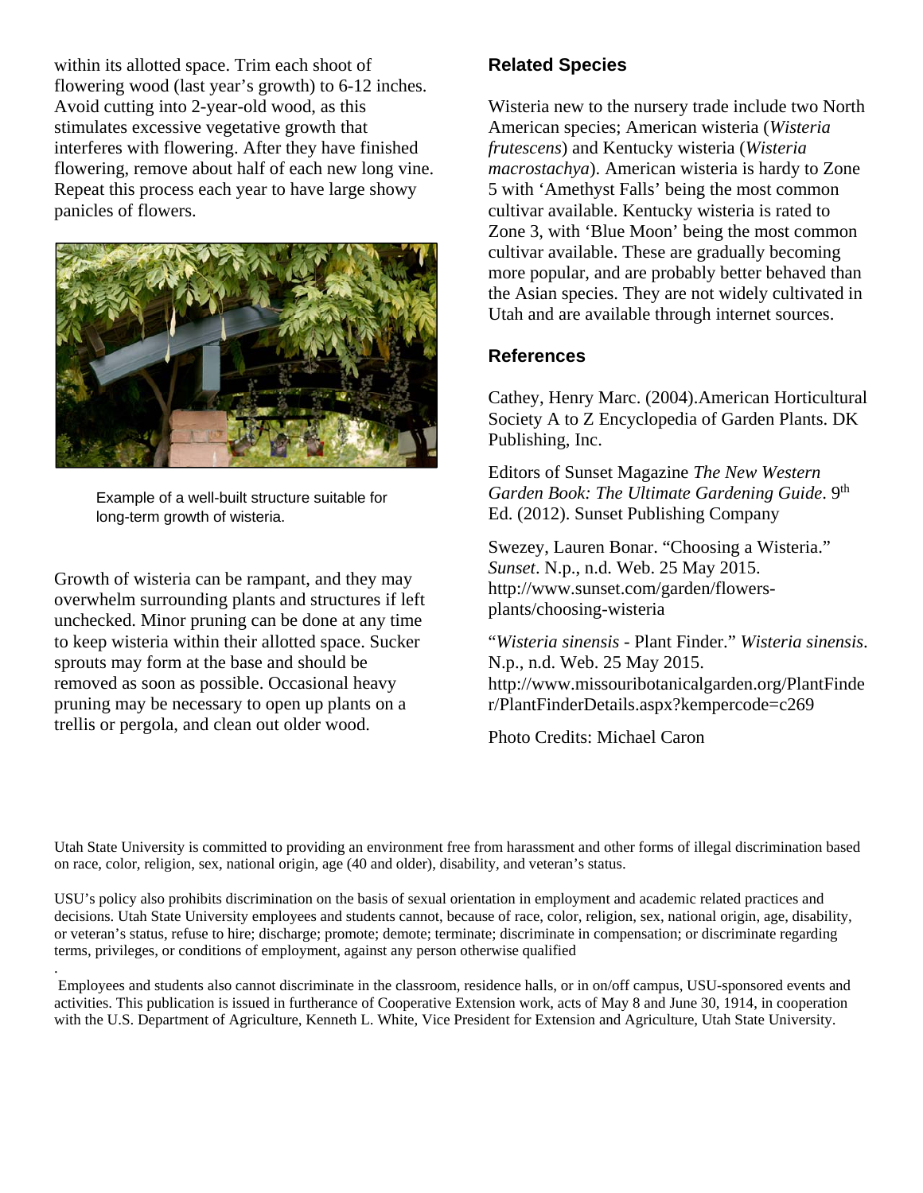within its allotted space. Trim each shoot of flowering wood (last year's growth) to 6-12 inches. Avoid cutting into 2-year-old wood, as this stimulates excessive vegetative growth that interferes with flowering. After they have finished flowering, remove about half of each new long vine. Repeat this process each year to have large showy panicles of flowers.

Example of a well-built structure suitable for long-term growth of wisteria.

Growth of wisteria can be rampant, and they may overwhelm surrounding plants and structures if left unchecked. Minor pruning can be done at any time to keep wisteria within their allotted space. Sucker sprouts may form at the base and should be removed as soon as possible. Occasional heavy pruning may be necessary to open up plants on a trellis or pergola, and clean out older wood.

## Related Species

Wisteria new to the nursery trade include two North American species; American wisteria (*Wisteria frutescens*) and Kentucky wisteria (*Wisteria macrostachya*). American wisteria is hardy to Zone 5 with 'Amethyst Falls' being the most common cultivar available. Kentucky wisteria is rated to Zone 3, with 'Blue Moon' being the most common cultivar available. These are gradually becoming more popular, and are probably better behaved than the Asian species. They are not widely cultivated in Utah and are available through internet sources.

## References

Cathey, Henry Marc. (2004).American Horticultural Society A to Z Encyclopedia of Garden Plants. DK Publishing, Inc.

Editors of Sunset Magazine *The New Western Garden Book: The Ultimate Gardening Guide*. 9th Ed. (2012). Sunset Publishing Company

Swezey, Lauren Bonar. "Choosing a Wisteria." *Sunset*. N.p., n.d. Web. 25 May 2015. http://www.sunset.com/garden/flowers-plants/choosing-wisteria

"*Wisteria sinensis* - Plant Finder." *Wisteria sinensis*. N.p., n.d. Web. 25 May 2015. http://www.missouribotanicalgarden.org/PlantFinder/PlantFinderDetails.aspx?kempercode=c269

Photo Credits: Michael Caron

Utah State University is committed to providing an environment free from harassment and other forms of illegal discrimination based on race, color, religion, sex, national origin, age (40 and older), disability, and veteran's status.

USU's policy also prohibits discrimination on the basis of sexual orientation in employment and academic related practices and decisions. Utah State University employees and students cannot, because of race, color, religion, sex, national origin, age, disability, or veteran's status, refuse to hire; discharge; promote; demote; terminate; discriminate in compensation; or discriminate regarding terms, privileges, or conditions of employment, against any person otherwise qualified

.

Employees and students also cannot discriminate in the classroom, residence halls, or in on/off campus, USU-sponsored events and activities. This publication is issued in furtherance of Cooperative Extension work, acts of May 8 and June 30, 1914, in cooperation with the U.S. Department of Agriculture, Kenneth L. White, Vice President for Extension and Agriculture, Utah State University.